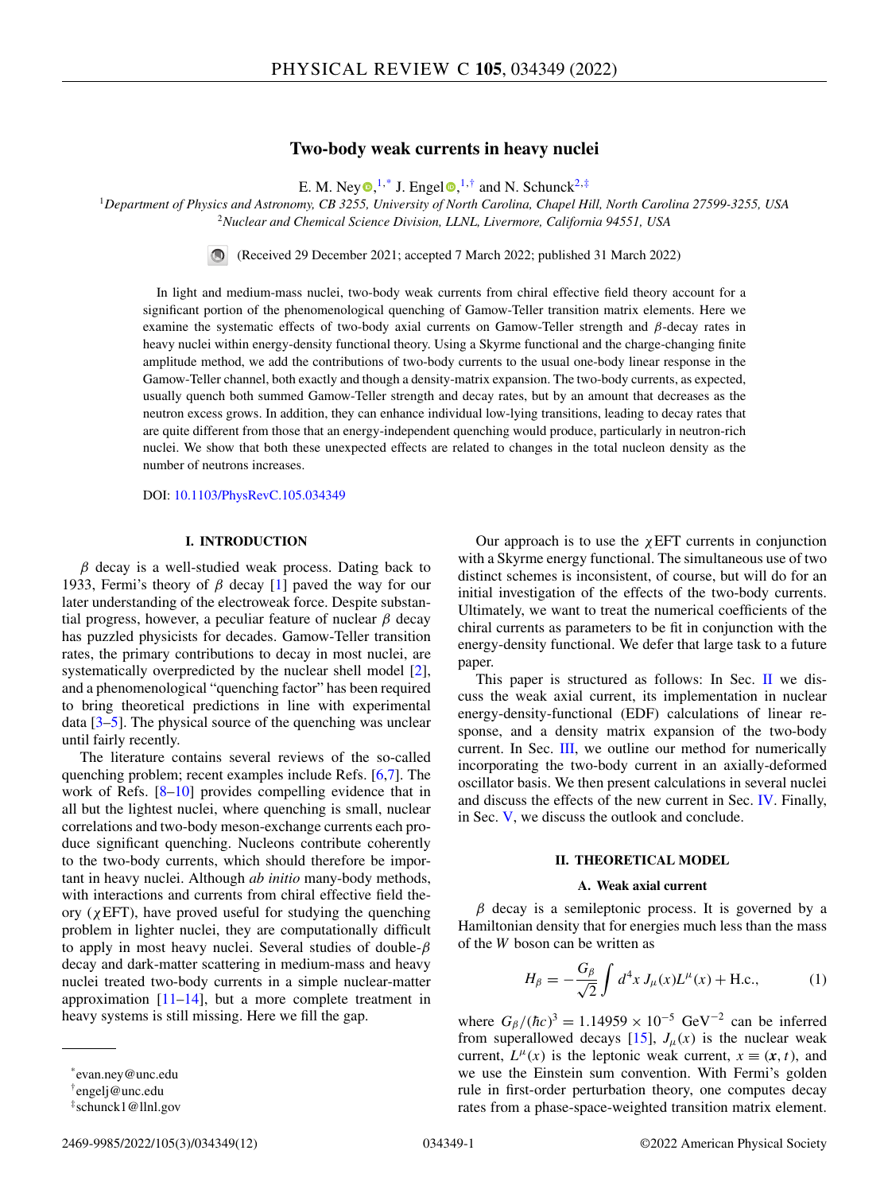# Two-body weak currents in heavy nuclei

E. M. Ney[1,*], J. Engel[1,†] and N. Schunck[2,‡]

[1]*Department of Physics and Astronomy, CB 3255, University of North Carolina, Chapel Hill, North Carolina 27599-3255, USA*
[2]*Nuclear and Chemical Science Division, LLNL, Livermore, California 94551, USA*

(Received 29 December 2021; accepted 7 March 2022; published 31 March 2022)

In light and medium-mass nuclei, two-body weak currents from chiral effective field theory account for a significant portion of the phenomenological quenching of Gamow-Teller transition matrix elements. Here we examine the systematic effects of two-body axial currents on Gamow-Teller strength and $\beta$-decay rates in heavy nuclei within energy-density functional theory. Using a Skyrme functional and the charge-changing finite amplitude method, we add the contributions of two-body currents to the usual one-body linear response in the Gamow-Teller channel, both exactly and though a density-matrix expansion. The two-body currents, as expected, usually quench both summed Gamow-Teller strength and decay rates, but by an amount that decreases as the neutron excess grows. In addition, they can enhance individual low-lying transitions, leading to decay rates that are quite different from those that an energy-independent quenching would produce, particularly in neutron-rich nuclei. We show that both these unexpected effects are related to changes in the total nucleon density as the number of neutrons increases.

DOI: 10.1103/PhysRevC.105.034349

## I. INTRODUCTION

$\beta$ decay is a well-studied weak process. Dating back to 1933, Fermi's theory of $\beta$ decay [1] paved the way for our later understanding of the electroweak force. Despite substantial progress, however, a peculiar feature of nuclear $\beta$ decay has puzzled physicists for decades. Gamow-Teller transition rates, the primary contributions to decay in most nuclei, are systematically overpredicted by the nuclear shell model [2], and a phenomenological "quenching factor" has been required to bring theoretical predictions in line with experimental data [3–5]. The physical source of the quenching was unclear until fairly recently.

The literature contains several reviews of the so-called quenching problem; recent examples include Refs. [6,7]. The work of Refs. [8–10] provides compelling evidence that in all but the lightest nuclei, where quenching is small, nuclear correlations and two-body meson-exchange currents each produce significant quenching. Nucleons contribute coherently to the two-body currents, which should therefore be important in heavy nuclei. Although *ab initio* many-body methods, with interactions and currents from chiral effective field theory ($\chi$EFT), have proved useful for studying the quenching problem in lighter nuclei, they are computationally difficult to apply in most heavy nuclei. Several studies of double-$\beta$ decay and dark-matter scattering in medium-mass and heavy nuclei treated two-body currents in a simple nuclear-matter approximation [11–14], but a more complete treatment in heavy systems is still missing. Here we fill the gap.

Our approach is to use the $\chi$EFT currents in conjunction with a Skyrme energy functional. The simultaneous use of two distinct schemes is inconsistent, of course, but will do for an initial investigation of the effects of the two-body currents. Ultimately, we want to treat the numerical coefficients of the chiral currents as parameters to be fit in conjunction with the energy-density functional. We defer that large task to a future paper.

This paper is structured as follows: In Sec. II we discuss the weak axial current, its implementation in nuclear energy-density-functional (EDF) calculations of linear response, and a density matrix expansion of the two-body current. In Sec. III, we outline our method for numerically incorporating the two-body current in an axially-deformed oscillator basis. We then present calculations in several nuclei and discuss the effects of the new current in Sec. IV. Finally, in Sec. V, we discuss the outlook and conclude.

## II. THEORETICAL MODEL

### A. Weak axial current

$\beta$ decay is a semileptonic process. It is governed by a Hamiltonian density that for energies much less than the mass of the $W$ boson can be written as

$$H_\beta = -\frac{G_\beta}{\sqrt{2}} \int d^4x\, J_\mu(x) L^\mu(x) + \text{H.c.}, \tag{1}$$

where $G_\beta/(\hbar c)^3 = 1.14959 \times 10^{-5}$ GeV$^{-2}$ can be inferred from superallowed decays [15], $J_\mu(x)$ is the nuclear weak current, $L^\mu(x)$ is the leptonic weak current, $x \equiv (\boldsymbol{x}, t)$, and we use the Einstein sum convention. With Fermi's golden rule in first-order perturbation theory, one computes decay rates from a phase-space-weighted transition matrix element.

---

*evan.ney@unc.edu
†engelj@unc.edu
‡schunck1@llnl.gov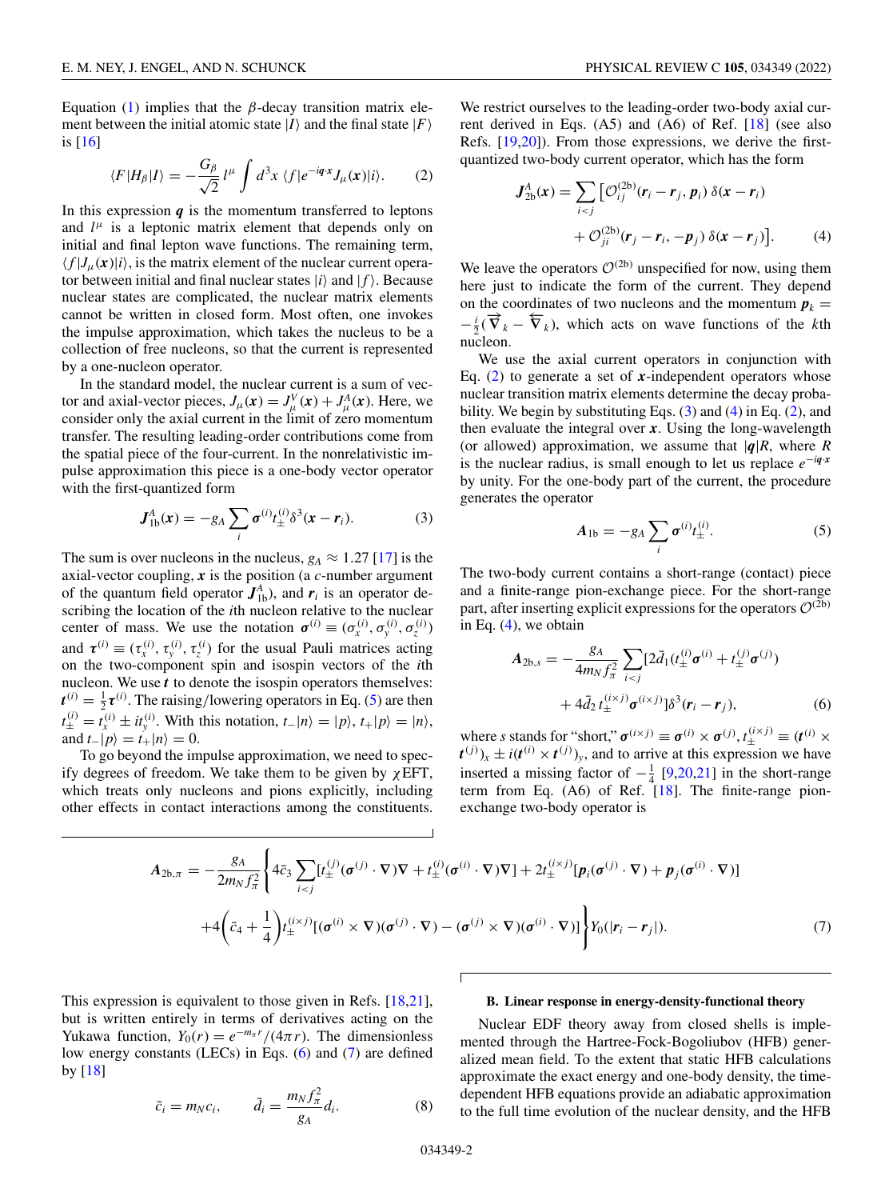Equation (1) implies that the $\beta$-decay transition matrix element between the initial atomic state $|I\rangle$ and the final state $|F\rangle$ is [16]

$$\langle F|H_\beta|I\rangle = -\frac{G_\beta}{\sqrt{2}}\, l^\mu \int d^3x\, \langle f|e^{-i\boldsymbol{q}\cdot\boldsymbol{x}}J_\mu(\boldsymbol{x})|i\rangle. \tag{2}$$

In this expression $\boldsymbol{q}$ is the momentum transferred to leptons and $l^\mu$ is a leptonic matrix element that depends only on initial and final lepton wave functions. The remaining term, $\langle f|J_\mu(\boldsymbol{x})|i\rangle$, is the matrix element of the nuclear current operator between initial and final nuclear states $|i\rangle$ and $|f\rangle$. Because nuclear states are complicated, the nuclear matrix elements cannot be written in closed form. Most often, one invokes the impulse approximation, which takes the nucleus to be a collection of free nucleons, so that the current is represented by a one-nucleon operator.

In the standard model, the nuclear current is a sum of vector and axial-vector pieces, $J_\mu(\boldsymbol{x}) = J^V_\mu(\boldsymbol{x}) + J^A_\mu(\boldsymbol{x})$. Here, we consider only the axial current in the limit of zero momentum transfer. The resulting leading-order contributions come from the spatial piece of the four-current. In the nonrelativistic impulse approximation this piece is a one-body vector operator with the first-quantized form

$$\boldsymbol{J}^A_{1\mathrm{b}}(\boldsymbol{x}) = -g_A \sum_i \boldsymbol{\sigma}^{(i)} t^{(i)}_\pm \delta^3(\boldsymbol{x}-\boldsymbol{r}_i). \tag{3}$$

The sum is over nucleons in the nucleus, $g_A \approx 1.27$ [17] is the axial-vector coupling, $\boldsymbol{x}$ is the position (a $c$-number argument of the quantum field operator $\boldsymbol{J}^A_{1\mathrm{b}}$), and $\boldsymbol{r}_i$ is an operator describing the location of the $i$th nucleon relative to the nuclear center of mass. We use the notation $\boldsymbol{\sigma}^{(i)} \equiv (\sigma^{(i)}_x, \sigma^{(i)}_y, \sigma^{(i)}_z)$ and $\boldsymbol{\tau}^{(i)} \equiv (\tau^{(i)}_x, \tau^{(i)}_y, \tau^{(i)}_z)$ for the usual Pauli matrices acting on the two-component spin and isospin vectors of the $i$th nucleon. We use $\boldsymbol{t}$ to denote the isospin operators themselves: $\boldsymbol{t}^{(i)} = \frac{1}{2}\boldsymbol{\tau}^{(i)}$. The raising/lowering operators in Eq. (5) are then $t^{(i)}_\pm = t^{(i)}_x \pm i t^{(i)}_y$. With this notation, $t_-|n\rangle = |p\rangle$, $t_+|p\rangle = |n\rangle$, and $t_-|p\rangle = t_+|n\rangle = 0$.

To go beyond the impulse approximation, we need to specify degrees of freedom. We take them to be given by $\chi$EFT, which treats only nucleons and pions explicitly, including other effects in contact interactions among the constituents.

We restrict ourselves to the leading-order two-body axial current derived in Eqs. (A5) and (A6) of Ref. [18] (see also Refs. [19,20]). From those expressions, we derive the first-quantized two-body current operator, which has the form

$$\boldsymbol{J}^A_{2\mathrm{b}}(\boldsymbol{x}) = \sum_{i<j} \big[\mathcal{O}^{(2\mathrm{b})}_{ij}(\boldsymbol{r}_i - \boldsymbol{r}_j, \boldsymbol{p}_i)\,\delta(\boldsymbol{x}-\boldsymbol{r}_i) + \mathcal{O}^{(2\mathrm{b})}_{ji}(\boldsymbol{r}_j - \boldsymbol{r}_i, -\boldsymbol{p}_j)\,\delta(\boldsymbol{x}-\boldsymbol{r}_j)\big]. \tag{4}$$

We leave the operators $\mathcal{O}^{(2\mathrm{b})}$ unspecified for now, using them here just to indicate the form of the current. They depend on the coordinates of two nucleons and the momentum $\boldsymbol{p}_k = -\frac{i}{2}(\overrightarrow{\nabla}_k - \overleftarrow{\nabla}_k)$, which acts on wave functions of the $k$th nucleon.

We use the axial current operators in conjunction with Eq. (2) to generate a set of $\boldsymbol{x}$-independent operators whose nuclear transition matrix elements determine the decay probability. We begin by substituting Eqs. (3) and (4) in Eq. (2), and then evaluate the integral over $\boldsymbol{x}$. Using the long-wavelength (or allowed) approximation, we assume that $|\boldsymbol{q}|R$, where $R$ is the nuclear radius, is small enough to let us replace $e^{-i\boldsymbol{q}\cdot\boldsymbol{x}}$ by unity. For the one-body part of the current, the procedure generates the operator

$$\boldsymbol{A}_{1\mathrm{b}} = -g_A \sum_i \boldsymbol{\sigma}^{(i)} t^{(i)}_\pm. \tag{5}$$

The two-body current contains a short-range (contact) piece and a finite-range pion-exchange piece. For the short-range part, after inserting explicit expressions for the operators $\mathcal{O}^{(2\mathrm{b})}$ in Eq. (4), we obtain

$$\boldsymbol{A}_{2\mathrm{b},s} = -\frac{g_A}{4m_N f_\pi^2}\sum_{i<j}\big[2\bar{d}_1\big(t^{(i)}_\pm \boldsymbol{\sigma}^{(i)} + t^{(j)}_\pm \boldsymbol{\sigma}^{(j)}\big) + 4\bar{d}_2\, t^{(i\times j)}_\pm \boldsymbol{\sigma}^{(i\times j)}\big]\delta^3(\boldsymbol{r}_i - \boldsymbol{r}_j), \tag{6}$$

where $s$ stands for "short," $\boldsymbol{\sigma}^{(i\times j)} \equiv \boldsymbol{\sigma}^{(i)} \times \boldsymbol{\sigma}^{(j)}$, $t^{(i\times j)}_\pm \equiv (\boldsymbol{t}^{(i)} \times \boldsymbol{t}^{(j)})_x \pm i(\boldsymbol{t}^{(i)} \times \boldsymbol{t}^{(j)})_y$, and to arrive at this expression we have inserted a missing factor of $-\frac{1}{4}$ [9,20,21] in the short-range term from Eq. (A6) of Ref. [18]. The finite-range pion-exchange two-body operator is

$$\boldsymbol{A}_{2\mathrm{b},\pi} = -\frac{g_A}{2m_N f_\pi^2}\Bigg\{4\bar{c}_3 \sum_{i<j}\big[t^{(j)}_\pm(\boldsymbol{\sigma}^{(j)}\cdot\nabla)\nabla + t^{(i)}_\pm(\boldsymbol{\sigma}^{(i)}\cdot\nabla)\nabla\big] + 2t^{(i\times j)}_\pm\big[\boldsymbol{p}_i(\boldsymbol{\sigma}^{(j)}\cdot\nabla) + \boldsymbol{p}_j(\boldsymbol{\sigma}^{(i)}\cdot\nabla)\big] + 4\left(\bar{c}_4 + \frac{1}{4}\right)t^{(i\times j)}_\pm\big[(\boldsymbol{\sigma}^{(i)}\times\nabla)(\boldsymbol{\sigma}^{(j)}\cdot\nabla) - (\boldsymbol{\sigma}^{(j)}\times\nabla)(\boldsymbol{\sigma}^{(i)}\cdot\nabla)\big]\Bigg\}Y_0(|\boldsymbol{r}_i - \boldsymbol{r}_j|). \tag{7}$$

This expression is equivalent to those given in Refs. [18,21], but is written entirely in terms of derivatives acting on the Yukawa function, $Y_0(r) = e^{-m_\pi r}/(4\pi r)$. The dimensionless low energy constants (LECs) in Eqs. (6) and (7) are defined by [18]

$$\bar{c}_i = m_N c_i, \qquad \bar{d}_i = \frac{m_N f_\pi^2}{g_A} d_i. \tag{8}$$

### B. Linear response in energy-density-functional theory

Nuclear EDF theory away from closed shells is implemented through the Hartree-Fock-Bogoliubov (HFB) generalized mean field. To the extent that static HFB calculations approximate the exact energy and one-body density, the time-dependent HFB equations provide an adiabatic approximation to the full time evolution of the nuclear density, and the HFB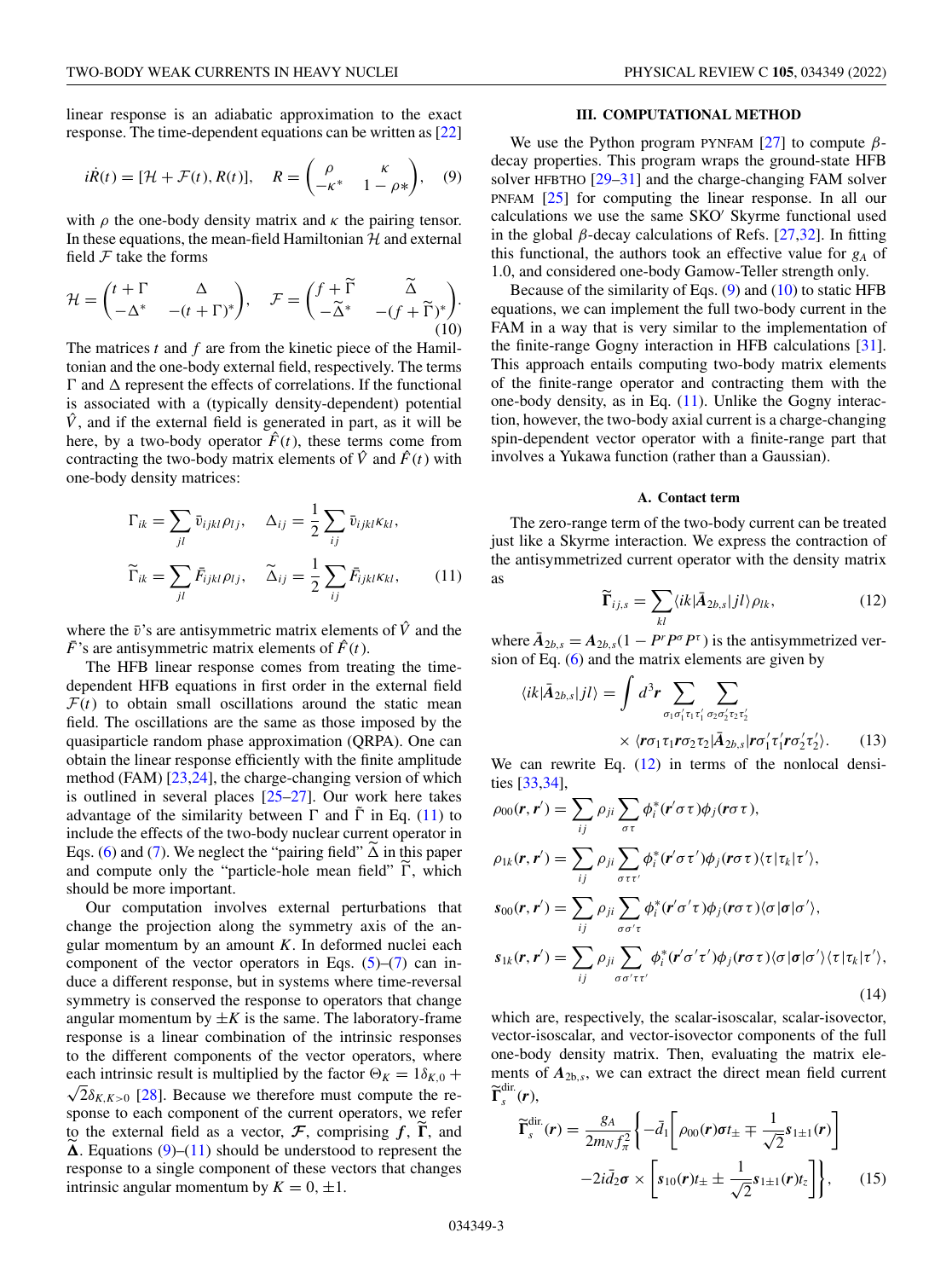linear response is an adiabatic approximation to the exact response. The time-dependent equations can be written as [22]

$$i\dot{R}(t) = [\mathcal{H} + \mathcal{F}(t), R(t)], \quad R = \begin{pmatrix} \rho & \kappa \\ -\kappa^* & 1-\rho* \end{pmatrix}, \tag{9}$$

with $\rho$ the one-body density matrix and $\kappa$ the pairing tensor. In these equations, the mean-field Hamiltonian $\mathcal{H}$ and external field $\mathcal{F}$ take the forms

$$\mathcal{H} = \begin{pmatrix} t+\Gamma & \Delta \\ -\Delta^* & -(t+\Gamma)^* \end{pmatrix}, \quad \mathcal{F} = \begin{pmatrix} f+\widetilde{\Gamma} & \widetilde{\Delta} \\ -\widetilde{\Delta}^* & -(f+\widetilde{\Gamma})^* \end{pmatrix}. \tag{10}$$

The matrices $t$ and $f$ are from the kinetic piece of the Hamiltonian and the one-body external field, respectively. The terms $\Gamma$ and $\Delta$ represent the effects of correlations. If the functional is associated with a (typically density-dependent) potential $\hat{V}$, and if the external field is generated in part, as it will be here, by a two-body operator $\hat{F}(t)$, these terms come from contracting the two-body matrix elements of $\hat{V}$ and $\hat{F}(t)$ with one-body density matrices:

$$\Gamma_{ik} = \sum_{jl} \bar{v}_{ijkl}\rho_{lj}, \quad \Delta_{ij} = \frac{1}{2}\sum_{ij}\bar{v}_{ijkl}\kappa_{kl},$$
$$\widetilde{\Gamma}_{ik} = \sum_{jl} \bar{F}_{ijkl}\rho_{lj}, \quad \widetilde{\Delta}_{ij} = \frac{1}{2}\sum_{ij}\bar{F}_{ijkl}\kappa_{kl}, \tag{11}$$

where the $\bar{v}$'s are antisymmetric matrix elements of $\hat{V}$ and the $\bar{F}$'s are antisymmetric matrix elements of $\hat{F}(t)$.

The HFB linear response comes from treating the time-dependent HFB equations in first order in the external field $\mathcal{F}(t)$ to obtain small oscillations around the static mean field. The oscillations are the same as those imposed by the quasiparticle random phase approximation (QRPA). One can obtain the linear response efficiently with the finite amplitude method (FAM) [23,24], the charge-changing version of which is outlined in several places [25–27]. Our work here takes advantage of the similarity between $\Gamma$ and $\tilde{\Gamma}$ in Eq. (11) to include the effects of the two-body nuclear current operator in Eqs. (6) and (7). We neglect the "pairing field" $\widetilde{\Delta}$ in this paper and compute only the "particle-hole mean field" $\widetilde{\Gamma}$, which should be more important.

Our computation involves external perturbations that change the projection along the symmetry axis of the angular momentum by an amount $K$. In deformed nuclei each component of the vector operators in Eqs. (5)–(7) can induce a different response, but in systems where time-reversal symmetry is conserved the response to operators that change angular momentum by $\pm K$ is the same. The laboratory-frame response is a linear combination of the intrinsic responses to the different components of the vector operators, where each intrinsic result is multiplied by the factor $\Theta_K = 1\delta_{K,0} + \sqrt{2}\delta_{K,K>0}$ [28]. Because we therefore must compute the response to each component of the current operators, we refer to the external field as a vector, $\boldsymbol{\mathcal{F}}$, comprising $\boldsymbol{f}$, $\widetilde{\boldsymbol{\Gamma}}$, and $\widetilde{\boldsymbol{\Delta}}$. Equations (9)–(11) should be understood to represent the response to a single component of these vectors that changes intrinsic angular momentum by $K = 0, \pm 1$.

## III. COMPUTATIONAL METHOD

We use the Python program PYNFAM [27] to compute $\beta$-decay properties. This program wraps the ground-state HFB solver HFBTHO [29–31] and the charge-changing FAM solver PNFAM [25] for computing the linear response. In all our calculations we use the same SKO′ Skyrme functional used in the global $\beta$-decay calculations of Refs. [27,32]. In fitting this functional, the authors took an effective value for $g_A$ of 1.0, and considered one-body Gamow-Teller strength only.

Because of the similarity of Eqs. (9) and (10) to static HFB equations, we can implement the full two-body current in the FAM in a way that is very similar to the implementation of the finite-range Gogny interaction in HFB calculations [31]. This approach entails computing two-body matrix elements of the finite-range operator and contracting them with the one-body density, as in Eq. (11). Unlike the Gogny interaction, however, the two-body axial current is a charge-changing spin-dependent vector operator with a finite-range part that involves a Yukawa function (rather than a Gaussian).

### A. Contact term

The zero-range term of the two-body current can be treated just like a Skyrme interaction. We express the contraction of the antisymmetrized current operator with the density matrix as

$$\widetilde{\boldsymbol{\Gamma}}_{ij,s} = \sum_{kl}\langle ik|\bar{\boldsymbol{A}}_{2b,s}|jl\rangle\rho_{lk}, \tag{12}$$

where $\bar{\boldsymbol{A}}_{2b,s} = \boldsymbol{A}_{2b,s}(1 - P^r P^\sigma P^\tau)$ is the antisymmetrized version of Eq. (6) and the matrix elements are given by

$$\langle ik|\bar{\boldsymbol{A}}_{2b,s}|jl\rangle = \int d^3\boldsymbol{r} \sum_{\sigma_1\sigma_1'\tau_1\tau_1'}\sum_{\sigma_2\sigma_2'\tau_2\tau_2'} \times \langle \boldsymbol{r}\sigma_1\tau_1\boldsymbol{r}\sigma_2\tau_2|\bar{\boldsymbol{A}}_{2b,s}|\boldsymbol{r}\sigma_1'\tau_1'\boldsymbol{r}\sigma_2'\tau_2'\rangle. \tag{13}$$

We can rewrite Eq. (12) in terms of the nonlocal densities [33,34],

$$\rho_{00}(\boldsymbol{r},\boldsymbol{r}') = \sum_{ij}\rho_{ji}\sum_{\sigma\tau}\phi_i^*(\boldsymbol{r}'\sigma\tau)\phi_j(\boldsymbol{r}\sigma\tau),$$
$$\rho_{1k}(\boldsymbol{r},\boldsymbol{r}') = \sum_{ij}\rho_{ji}\sum_{\sigma\tau\tau'}\phi_i^*(\boldsymbol{r}'\sigma\tau')\phi_j(\boldsymbol{r}\sigma\tau)\langle\tau|t_k|\tau'\rangle,$$
$$\boldsymbol{s}_{00}(\boldsymbol{r},\boldsymbol{r}') = \sum_{ij}\rho_{ji}\sum_{\sigma\sigma'\tau}\phi_i^*(\boldsymbol{r}'\sigma'\tau)\phi_j(\boldsymbol{r}\sigma\tau)\langle\sigma|\boldsymbol{\sigma}|\sigma'\rangle,$$
$$\boldsymbol{s}_{1k}(\boldsymbol{r},\boldsymbol{r}') = \sum_{ij}\rho_{ji}\sum_{\sigma\sigma'\tau\tau'}\phi_i^*(\boldsymbol{r}'\sigma'\tau')\phi_j(\boldsymbol{r}\sigma\tau)\langle\sigma|\boldsymbol{\sigma}|\sigma'\rangle\langle\tau|t_k|\tau'\rangle, \tag{14}$$

which are, respectively, the scalar-isoscalar, scalar-isovector, vector-isoscalar, and vector-isovector components of the full one-body density matrix. Then, evaluating the matrix elements of $\boldsymbol{A}_{2b,s}$, we can extract the direct mean field current $\widetilde{\boldsymbol{\Gamma}}_s^{\text{dir.}}(\boldsymbol{r})$,

$$\widetilde{\boldsymbol{\Gamma}}_s^{\text{dir.}}(\boldsymbol{r}) = \frac{g_A}{2m_N f_\pi^2}\Bigg\{-\bar{d}_1\left[\rho_{00}(\boldsymbol{r})\boldsymbol{\sigma}t_\pm \mp \frac{1}{\sqrt{2}}\boldsymbol{s}_{1\pm1}(\boldsymbol{r})\right] - 2i\bar{d}_2\boldsymbol{\sigma}\times\left[\boldsymbol{s}_{10}(\boldsymbol{r})t_\pm \pm \frac{1}{\sqrt{2}}\boldsymbol{s}_{1\pm1}(\boldsymbol{r})t_z\right]\Bigg\}, \tag{15}$$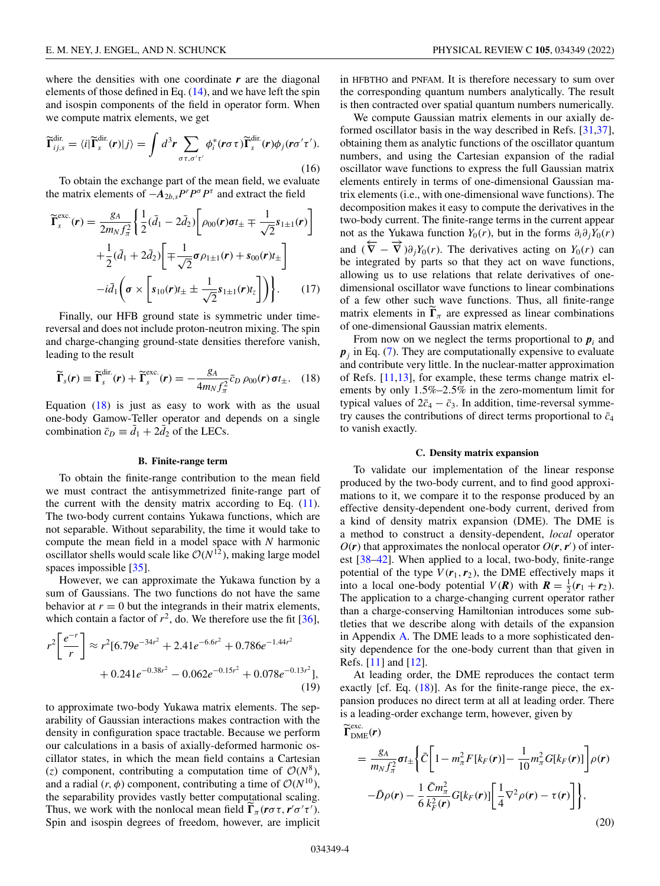where the densities with one coordinate $\boldsymbol{r}$ are the diagonal elements of those defined in Eq. (14), and we have left the spin and isospin components of the field in operator form. When we compute matrix elements, we get

$$\widetilde{\Gamma}^{\text{dir.}}_{ij,s} = \langle i|\widetilde{\Gamma}^{\text{dir.}}_{s}(\boldsymbol{r})|j\rangle = \int d^3\boldsymbol{r} \sum_{\sigma\tau,\sigma'\tau'} \phi_i^*(\boldsymbol{r}\sigma\tau)\widetilde{\Gamma}^{\text{dir.}}_{s}(\boldsymbol{r})\phi_j(\boldsymbol{r}\sigma'\tau'). \tag{16}$$

To obtain the exchange part of the mean field, we evaluate the matrix elements of $-\boldsymbol{A}_{2b,s}P^rP^\sigma P^\tau$ and extract the field

$$\begin{aligned}\widetilde{\Gamma}^{\text{exc.}}_{s}(\boldsymbol{r}) = \frac{g_A}{2m_N f_\pi^2}\Bigg\{&\frac{1}{2}(\bar{d}_1 - 2\bar{d}_2)\left[\rho_{00}(\boldsymbol{r})\boldsymbol{\sigma} t_\pm \mp \frac{1}{\sqrt{2}}\boldsymbol{s}_{1\pm1}(\boldsymbol{r})\right] \\ &+\frac{1}{2}(\bar{d}_1 + 2\bar{d}_2)\left[\mp\frac{1}{\sqrt{2}}\boldsymbol{\sigma}\rho_{1\pm1}(\boldsymbol{r}) + \boldsymbol{s}_{00}(\boldsymbol{r})t_\pm\right] \\ &-i\bar{d}_1\left(\boldsymbol{\sigma}\times\left[\boldsymbol{s}_{10}(\boldsymbol{r})t_\pm \pm \frac{1}{\sqrt{2}}\boldsymbol{s}_{1\pm1}(\boldsymbol{r})t_z\right]\right)\Bigg\}.\end{aligned} \tag{17}$$

Finally, our HFB ground state is symmetric under time-reversal and does not include proton-neutron mixing. The spin and charge-changing ground-state densities therefore vanish, leading to the result

$$\widetilde{\Gamma}_s(\boldsymbol{r}) \equiv \widetilde{\Gamma}^{\text{dir.}}_{s}(\boldsymbol{r}) + \widetilde{\Gamma}^{\text{exc.}}_{s}(\boldsymbol{r}) = -\frac{g_A}{4m_N f_\pi^2}\bar{c}_D\,\rho_{00}(\boldsymbol{r})\,\boldsymbol{\sigma} t_\pm. \tag{18}$$

Equation (18) is just as easy to work with as the usual one-body Gamow-Teller operator and depends on a single combination $\bar{c}_D \equiv \bar{d}_1 + 2\bar{d}_2$ of the LECs.

### B. Finite-range term

To obtain the finite-range contribution to the mean field we must contract the antisymmetrized finite-range part of the current with the density matrix according to Eq. (11). The two-body current contains Yukawa functions, which are not separable. Without separability, the time it would take to compute the mean field in a model space with $N$ harmonic oscillator shells would scale like $\mathcal{O}(N^{12})$, making large model spaces impossible [35].

However, we can approximate the Yukawa function by a sum of Gaussians. The two functions do not have the same behavior at $r = 0$ but the integrands in their matrix elements, which contain a factor of $r^2$, do. We therefore use the fit [36],

$$\begin{aligned}r^2\left[\frac{e^{-r}}{r}\right] \approx r^2[&6.79e^{-34r^2} + 2.41e^{-6.6r^2} + 0.786e^{-1.44r^2} \\ &+ 0.241e^{-0.38r^2} - 0.062e^{-0.15r^2} + 0.078e^{-0.13r^2}],\end{aligned} \tag{19}$$

to approximate two-body Yukawa matrix elements. The separability of Gaussian interactions makes contraction with the density in configuration space tractable. Because we perform our calculations in a basis of axially-deformed harmonic oscillator states, in which the mean field contains a Cartesian ($z$) component, contributing a computation time of $\mathcal{O}(N^8)$, and a radial $(r, \phi)$ component, contributing a time of $\mathcal{O}(N^{10})$, the separability provides vastly better computational scaling. Thus, we work with the nonlocal mean field $\widetilde{\Gamma}_\pi(\boldsymbol{r}\sigma\tau, \boldsymbol{r}'\sigma'\tau')$. Spin and isospin degrees of freedom, however, are implicit in HFBTHO and PNFAM. It is therefore necessary to sum over the corresponding quantum numbers analytically. The result is then contracted over spatial quantum numbers numerically.

We compute Gaussian matrix elements in our axially deformed oscillator basis in the way described in Refs. [31,37], obtaining them as analytic functions of the oscillator quantum numbers, and using the Cartesian expansion of the radial oscillator wave functions to express the full Gaussian matrix elements entirely in terms of one-dimensional Gaussian matrix elements (i.e., with one-dimensional wave functions). The decomposition makes it easy to compute the derivatives in the two-body current. The finite-range terms in the current appear not as the Yukawa function $Y_0(r)$, but in the forms $\partial_i\partial_j Y_0(r)$ and $(\overleftarrow{\nabla} - \overrightarrow{\nabla})\partial_j Y_0(r)$. The derivatives acting on $Y_0(r)$ can be integrated by parts so that they act on wave functions, allowing us to use relations that relate derivatives of one-dimensional oscillator wave functions to linear combinations of a few other such wave functions. Thus, all finite-range matrix elements in $\widetilde{\Gamma}_\pi$ are expressed as linear combinations of one-dimensional Gaussian matrix elements.

From now on we neglect the terms proportional to $\boldsymbol{p}_i$ and $\boldsymbol{p}_j$ in Eq. (7). They are computationally expensive to evaluate and contribute very little. In the nuclear-matter approximation of Refs. [11,13], for example, these terms change matrix elements by only 1.5%–2.5% in the zero-momentum limit for typical values of $2\bar{c}_4 - \bar{c}_3$. In addition, time-reversal symmetry causes the contributions of direct terms proportional to $\bar{c}_4$ to vanish exactly.

### C. Density matrix expansion

To validate our implementation of the linear response produced by the two-body current, and to find good approximations to it, we compare it to the response produced by an effective density-dependent one-body current, derived from a kind of density matrix expansion (DME). The DME is a method to construct a density-dependent, *local* operator $O(\boldsymbol{r})$ that approximates the nonlocal operator $O(\boldsymbol{r}, \boldsymbol{r}')$ of interest [38–42]. When applied to a local, two-body, finite-range potential of the type $V(\boldsymbol{r}_1, \boldsymbol{r}_2)$, the DME effectively maps it into a local one-body potential $V(\boldsymbol{R})$ with $\boldsymbol{R} = \frac{1}{2}(\boldsymbol{r}_1 + \boldsymbol{r}_2)$. The application to a charge-changing current operator rather than a charge-conserving Hamiltonian introduces some subtleties that we describe along with details of the expansion in Appendix A. The DME leads to a more sophisticated density dependence for the one-body current than that given in Refs. [11] and [12].

At leading order, the DME reproduces the contact term exactly [cf. Eq. (18)]. As for the finite-range piece, the expansion produces no direct term at all at leading order. There is a leading-order exchange term, however, given by

$$\begin{aligned}&\widetilde{\Gamma}^{\text{exc.}}_{\text{DME}}(\boldsymbol{r}) \\ &= \frac{g_A}{m_N f_\pi^2}\boldsymbol{\sigma} t_\pm\Bigg\{\bar{C}\left[1 - m_\pi^2 F[k_F(\boldsymbol{r})] - \frac{1}{10}m_\pi^2 G[k_F(\boldsymbol{r})]\right]\rho(\boldsymbol{r}) \\ &\quad -\bar{D}\rho(\boldsymbol{r}) - \frac{1}{6}\frac{\bar{C}m_\pi^2}{k_F^2(\boldsymbol{r})}G[k_F(\boldsymbol{r})]\left[\frac{1}{4}\nabla^2\rho(\boldsymbol{r}) - \tau(\boldsymbol{r})\right]\Bigg\},\end{aligned} \tag{20}$$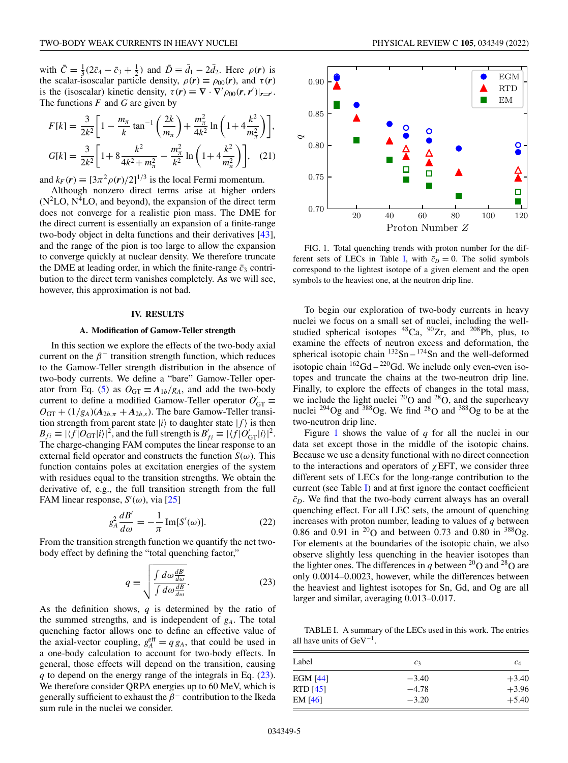with $\bar{C} = \frac{1}{3}(2\bar{c}_4 - \bar{c}_3 + \frac{1}{2})$ and $\bar{D} \equiv \bar{d}_1 - 2\bar{d}_2$. Here $\rho(\boldsymbol{r})$ is the scalar-isoscalar particle density, $\rho(\boldsymbol{r}) \equiv \rho_{00}(\boldsymbol{r})$, and $\tau(\boldsymbol{r})$ is the (isoscalar) kinetic density, $\tau(\boldsymbol{r}) \equiv \nabla \cdot \nabla' \rho_{00}(\boldsymbol{r}, \boldsymbol{r}')|_{\boldsymbol{r}=\boldsymbol{r}'}$. The functions $F$ and $G$ are given by

$$F[k] = \frac{3}{2k^2}\left[1 - \frac{m_\pi}{k}\tan^{-1}\left(\frac{2k}{m_\pi}\right) + \frac{m_\pi^2}{4k^2}\ln\left(1 + 4\frac{k^2}{m_\pi^2}\right)\right],$$

$$G[k] = \frac{3}{2k^2}\left[1 + 8\frac{k^2}{4k^2 + m_\pi^2} - \frac{m_\pi^2}{k^2}\ln\left(1 + 4\frac{k^2}{m_\pi^2}\right)\right], \quad (21)$$

and $k_F(\boldsymbol{r}) \equiv [3\pi^2\rho(\boldsymbol{r})/2]^{1/3}$ is the local Fermi momentum.

Although nonzero direct terms arise at higher orders ($\text{N}^2\text{LO}$, $\text{N}^4\text{LO}$, and beyond), the expansion of the direct term does not converge for a realistic pion mass. The DME for the direct current is essentially an expansion of a finite-range two-body object in delta functions and their derivatives [43], and the range of the pion is too large to allow the expansion to converge quickly at nuclear density. We therefore truncate the DME at leading order, in which the finite-range $\bar{c}_3$ contribution to the direct term vanishes completely. As we will see, however, this approximation is not bad.

## IV. RESULTS

### A. Modification of Gamow-Teller strength

In this section we explore the effects of the two-body axial current on the $\beta^-$ transition strength function, which reduces to the Gamow-Teller strength distribution in the absence of two-body currents. We define a "bare" Gamow-Teller operator from Eq. (5) as $O_{\text{GT}} \equiv \boldsymbol{A}_{1b}/g_A$, and add the two-body current to define a modified Gamow-Teller operator $O'_{\text{GT}} \equiv O_{\text{GT}} + (1/g_A)(\boldsymbol{A}_{2b,\pi} + \boldsymbol{A}_{2b,s})$. The bare Gamow-Teller transition strength from parent state $|i\rangle$ to daughter state $|f\rangle$ is then $B_{fi} \equiv |\langle f|O_{\text{GT}}|i\rangle|^2$, and the full strength is $B'_{fi} \equiv |\langle f|O'_{\text{GT}}|i\rangle|^2$. The charge-changing FAM computes the linear response to an external field operator and constructs the function $S(\omega)$. This function contains poles at excitation energies of the system with residues equal to the transition strengths. We obtain the derivative of, e.g., the full transition strength from the full FAM linear response, $S'(\omega)$, via [25]

$$g_A^2 \frac{dB'}{d\omega} = -\frac{1}{\pi}\,\text{Im}[S'(\omega)]. \quad (22)$$

From the transition strength function we quantify the net two-body effect by defining the "total quenching factor,"

$$q \equiv \sqrt{\frac{\int d\omega \frac{dB'}{d\omega}}{\int d\omega \frac{dB}{d\omega}}}. \quad (23)$$

As the definition shows, $q$ is determined by the ratio of the summed strengths, and is independent of $g_A$. The total quenching factor allows one to define an effective value of the axial-vector coupling, $g_A^{\text{eff}} = q\, g_A$, that could be used in a one-body calculation to account for two-body effects. In general, those effects will depend on the transition, causing $q$ to depend on the energy range of the integrals in Eq. (23). We therefore consider QRPA energies up to 60 MeV, which is generally sufficient to exhaust the $\beta^-$ contribution to the Ikeda sum rule in the nuclei we consider.

FIG. 1. Total quenching trends with proton number for the different sets of LECs in Table I, with $\bar{c}_D = 0$. The solid symbols correspond to the lightest isotope of a given element and the open symbols to the heaviest one, at the neutron drip line.

To begin our exploration of two-body currents in heavy nuclei we focus on a small set of nuclei, including the well-studied spherical isotopes $^{48}\text{Ca}$, $^{90}\text{Zr}$, and $^{208}\text{Pb}$, plus, to examine the effects of neutron excess and deformation, the spherical isotopic chain $^{132}\text{Sn}-{}^{174}\text{Sn}$ and the well-deformed isotopic chain $^{162}\text{Gd}-{}^{220}\text{Gd}$. We include only even-even isotopes and truncate the chains at the two-neutron drip line. Finally, to explore the effects of changes in the total mass, we include the light nuclei $^{20}\text{O}$ and $^{28}\text{O}$, and the superheavy nuclei $^{294}\text{Og}$ and $^{388}\text{Og}$. We find $^{28}\text{O}$ and $^{388}\text{Og}$ to be at the two-neutron drip line.

Figure 1 shows the value of $q$ for all the nuclei in our data set except those in the middle of the isotopic chains. Because we use a density functional with no direct connection to the interactions and operators of $\chi$EFT, we consider three different sets of LECs for the long-range contribution to the current (see Table I) and at first ignore the contact coefficient $\bar{c}_D$. We find that the two-body current always has an overall quenching effect. For all LEC sets, the amount of quenching increases with proton number, leading to values of $q$ between 0.86 and 0.91 in $^{20}\text{O}$ and between 0.73 and 0.80 in $^{388}\text{Og}$. For elements at the boundaries of the isotopic chain, we also observe slightly less quenching in the heavier isotopes than the lighter ones. The differences in $q$ between $^{20}\text{O}$ and $^{28}\text{O}$ are only 0.0014–0.0023, however, while the differences between the heaviest and lightest isotopes for Sn, Gd, and Og are all larger and similar, averaging 0.013–0.017.

TABLE I. A summary of the LECs used in this work. The entries all have units of $\text{GeV}^{-1}$.

| Label | $c_3$ | $c_4$ |
|---|---|---|
| EGM [44] | −3.40 | +3.40 |
| RTD [45] | −4.78 | +3.96 |
| EM [46] | −3.20 | +5.40 |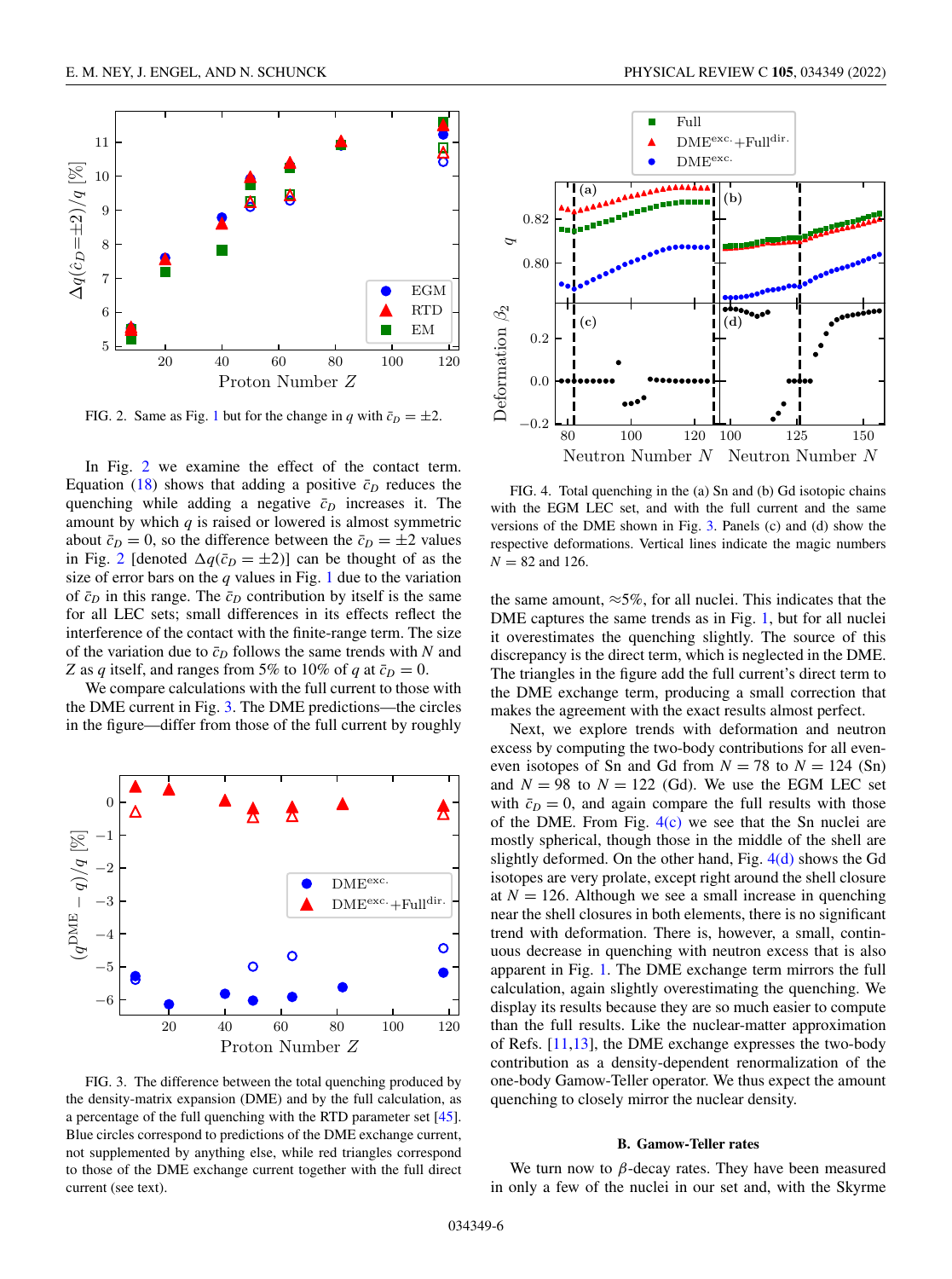FIG. 2. Same as Fig. 1 but for the change in $q$ with $\bar{c}_D = \pm 2$.

In Fig. 2 we examine the effect of the contact term. Equation (18) shows that adding a positive $\bar{c}_D$ reduces the quenching while adding a negative $\bar{c}_D$ increases it. The amount by which $q$ is raised or lowered is almost symmetric about $\bar{c}_D = 0$, so the difference between the $\bar{c}_D = \pm 2$ values in Fig. 2 [denoted $\Delta q(\bar{c}_D = \pm 2)$] can be thought of as the size of error bars on the $q$ values in Fig. 1 due to the variation of $\bar{c}_D$ in this range. The $\bar{c}_D$ contribution by itself is the same for all LEC sets; small differences in its effects reflect the interference of the contact with the finite-range term. The size of the variation due to $\bar{c}_D$ follows the same trends with $N$ and $Z$ as $q$ itself, and ranges from 5% to 10% of $q$ at $\bar{c}_D = 0$.

We compare calculations with the full current to those with the DME current in Fig. 3. The DME predictions—the circles in the figure—differ from those of the full current by roughly the same amount, ≈5%, for all nuclei. This indicates that the DME captures the same trends as in Fig. 1, but for all nuclei it overestimates the quenching slightly. The source of this discrepancy is the direct term, which is neglected in the DME. The triangles in the figure add the full current's direct term to the DME exchange term, producing a small correction that makes the agreement with the exact results almost perfect.

FIG. 3. The difference between the total quenching produced by the density-matrix expansion (DME) and by the full calculation, as a percentage of the full quenching with the RTD parameter set [45]. Blue circles correspond to predictions of the DME exchange current, not supplemented by anything else, while red triangles correspond to those of the DME exchange current together with the full direct current (see text).

FIG. 4. Total quenching in the (a) Sn and (b) Gd isotopic chains with the EGM LEC set, and with the full current and the same versions of the DME shown in Fig. 3. Panels (c) and (d) show the respective deformations. Vertical lines indicate the magic numbers $N = 82$ and 126.

Next, we explore trends with deformation and neutron excess by computing the two-body contributions for all even-even isotopes of Sn and Gd from $N = 78$ to $N = 124$ (Sn) and $N = 98$ to $N = 122$ (Gd). We use the EGM LEC set with $\bar{c}_D = 0$, and again compare the full results with those of the DME. From Fig. 4(c) we see that the Sn nuclei are mostly spherical, though those in the middle of the shell are slightly deformed. On the other hand, Fig. 4(d) shows the Gd isotopes are very prolate, except right around the shell closure at $N = 126$. Although we see a small increase in quenching near the shell closures in both elements, there is no significant trend with deformation. There is, however, a small, continuous decrease in quenching with neutron excess that is also apparent in Fig. 1. The DME exchange term mirrors the full calculation, again slightly overestimating the quenching. We display its results because they are so much easier to compute than the full results. Like the nuclear-matter approximation of Refs. [11,13], the DME exchange expresses the two-body contribution as a density-dependent renormalization of the one-body Gamow-Teller operator. We thus expect the amount quenching to closely mirror the nuclear density.

### B. Gamow-Teller rates

We turn now to $\beta$-decay rates. They have been measured in only a few of the nuclei in our set and, with the Skyrme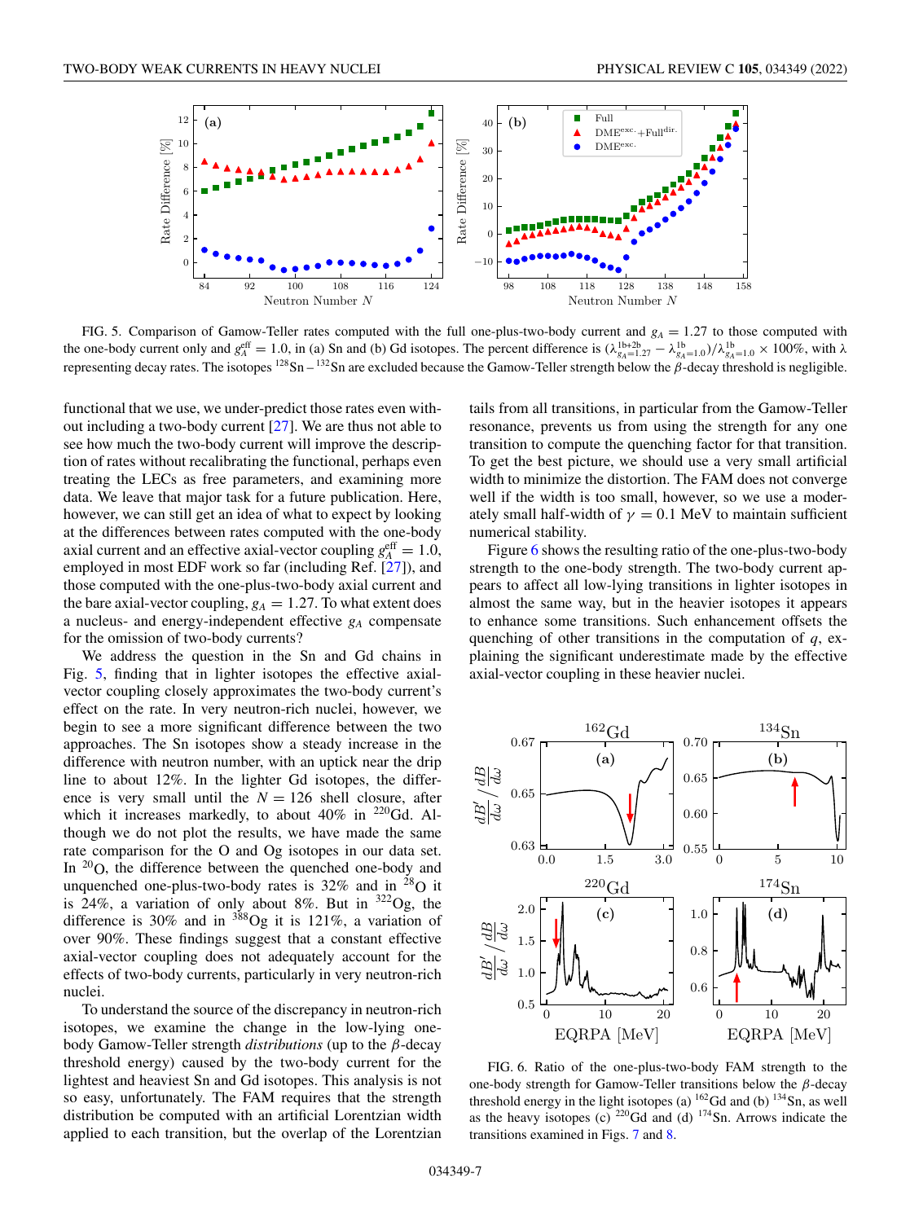FIG. 5. Comparison of Gamow-Teller rates computed with the full one-plus-two-body current and $g_A = 1.27$ to those computed with the one-body current only and $g_A^{\text{eff}} = 1.0$, in (a) Sn and (b) Gd isotopes. The percent difference is $(\lambda^{1b+2b}_{g_A=1.27} - \lambda^{1b}_{g_A=1.0})/\lambda^{1b}_{g_A=1.0} \times 100\%$, with $\lambda$ representing decay rates. The isotopes $^{128}$Sn – $^{132}$Sn are excluded because the Gamow-Teller strength below the $\beta$-decay threshold is negligible.

functional that we use, we under-predict those rates even without including a two-body current [27]. We are thus not able to see how much the two-body current will improve the description of rates without recalibrating the functional, perhaps even treating the LECs as free parameters, and examining more data. We leave that major task for a future publication. Here, however, we can still get an idea of what to expect by looking at the differences between rates computed with the one-body axial current and an effective axial-vector coupling $g_A^{\text{eff}} = 1.0$, employed in most EDF work so far (including Ref. [27]), and those computed with the one-plus-two-body axial current and the bare axial-vector coupling, $g_A = 1.27$. To what extent does a nucleus- and energy-independent effective $g_A$ compensate for the omission of two-body currents?

We address the question in the Sn and Gd chains in Fig. 5, finding that in lighter isotopes the effective axial-vector coupling closely approximates the two-body current's effect on the rate. In very neutron-rich nuclei, however, we begin to see a more significant difference between the two approaches. The Sn isotopes show a steady increase in the difference with neutron number, with an uptick near the drip line to about 12%. In the lighter Gd isotopes, the difference is very small until the $N = 126$ shell closure, after which it increases markedly, to about 40% in $^{220}$Gd. Although we do not plot the results, we have made the same rate comparison for the O and Og isotopes in our data set. In $^{20}$O, the difference between the quenched one-body and unquenched one-plus-two-body rates is 32% and in $^{28}$O it is 24%, a variation of only about 8%. But in $^{322}$Og, the difference is 30% and in $^{388}$Og it is 121%, a variation of over 90%. These findings suggest that a constant effective axial-vector coupling does not adequately account for the effects of two-body currents, particularly in very neutron-rich nuclei.

To understand the source of the discrepancy in neutron-rich isotopes, we examine the change in the low-lying one-body Gamow-Teller strength *distributions* (up to the $\beta$-decay threshold energy) caused by the two-body current for the lightest and heaviest Sn and Gd isotopes. This analysis is not so easy, unfortunately. The FAM requires that the strength distribution be computed with an artificial Lorentzian width applied to each transition, but the overlap of the Lorentzian tails from all transitions, in particular from the Gamow-Teller resonance, prevents us from using the strength for any one transition to compute the quenching factor for that transition. To get the best picture, we should use a very small artificial width to minimize the distortion. The FAM does not converge well if the width is too small, however, so we use a moderately small half-width of $\gamma = 0.1$ MeV to maintain sufficient numerical stability.

Figure 6 shows the resulting ratio of the one-plus-two-body strength to the one-body strength. The two-body current appears to affect all low-lying transitions in lighter isotopes in almost the same way, but in the heavier isotopes it appears to enhance some transitions. Such enhancement offsets the quenching of other transitions in the computation of $q$, explaining the significant underestimate made by the effective axial-vector coupling in these heavier nuclei.

FIG. 6. Ratio of the one-plus-two-body FAM strength to the one-body strength for Gamow-Teller transitions below the $\beta$-decay threshold energy in the light isotopes (a) $^{162}$Gd and (b) $^{134}$Sn, as well as the heavy isotopes (c) $^{220}$Gd and (d) $^{174}$Sn. Arrows indicate the transitions examined in Figs. 7 and 8.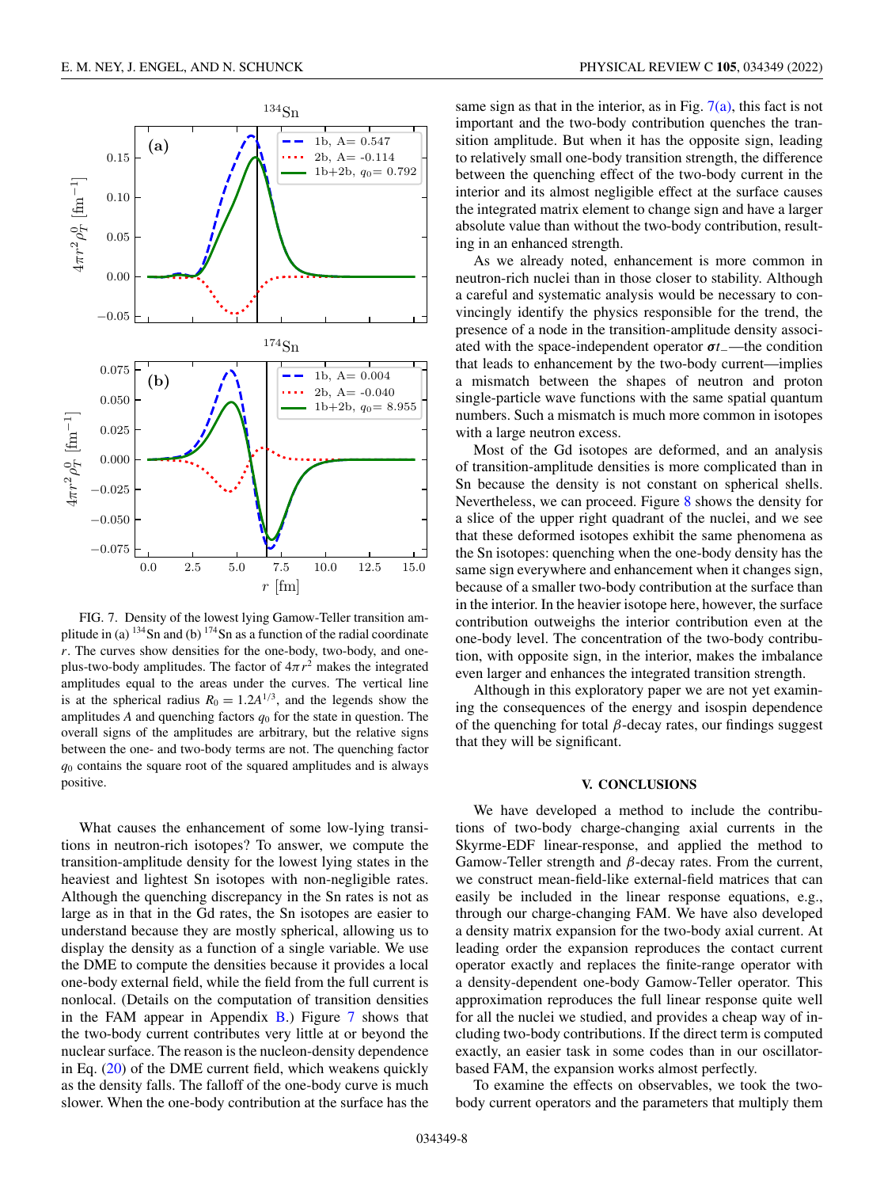FIG. 7. Density of the lowest lying Gamow-Teller transition amplitude in (a) $^{134}$Sn and (b) $^{174}$Sn as a function of the radial coordinate $r$. The curves show densities for the one-body, two-body, and one-plus-two-body amplitudes. The factor of $4\pi r^2$ makes the integrated amplitudes equal to the areas under the curves. The vertical line is at the spherical radius $R_0 = 1.2A^{1/3}$, and the legends show the amplitudes $A$ and quenching factors $q_0$ for the state in question. The overall signs of the amplitudes are arbitrary, but the relative signs between the one- and two-body terms are not. The quenching factor $q_0$ contains the square root of the squared amplitudes and is always positive.

What causes the enhancement of some low-lying transitions in neutron-rich isotopes? To answer, we compute the transition-amplitude density for the lowest lying states in the heaviest and lightest Sn isotopes with non-negligible rates. Although the quenching discrepancy in the Sn rates is not as large as in that in the Gd rates, the Sn isotopes are easier to understand because they are mostly spherical, allowing us to display the density as a function of a single variable. We use the DME to compute the densities because it provides a local one-body external field, while the field from the full current is nonlocal. (Details on the computation of transition densities in the FAM appear in Appendix B.) Figure 7 shows that the two-body current contributes very little at or beyond the nuclear surface. The reason is the nucleon-density dependence in Eq. (20) of the DME current field, which weakens quickly as the density falls. The falloff of the one-body curve is much slower. When the one-body contribution at the surface has the same sign as that in the interior, as in Fig. 7(a), this fact is not important and the two-body contribution quenches the transition amplitude. But when it has the opposite sign, leading to relatively small one-body transition strength, the difference between the quenching effect of the two-body current in the interior and its almost negligible effect at the surface causes the integrated matrix element to change sign and have a larger absolute value than without the two-body contribution, resulting in an enhanced strength.

As we already noted, enhancement is more common in neutron-rich nuclei than in those closer to stability. Although a careful and systematic analysis would be necessary to convincingly identify the physics responsible for the trend, the presence of a node in the transition-amplitude density associated with the space-independent operator $\boldsymbol{\sigma} t_{-}$—the condition that leads to enhancement by the two-body current—implies a mismatch between the shapes of neutron and proton single-particle wave functions with the same spatial quantum numbers. Such a mismatch is much more common in isotopes with a large neutron excess.

Most of the Gd isotopes are deformed, and an analysis of transition-amplitude densities is more complicated than in Sn because the density is not constant on spherical shells. Nevertheless, we can proceed. Figure 8 shows the density for a slice of the upper right quadrant of the nuclei, and we see that these deformed isotopes exhibit the same phenomena as the Sn isotopes: quenching when the one-body density has the same sign everywhere and enhancement when it changes sign, because of a smaller two-body contribution at the surface than in the interior. In the heavier isotope here, however, the surface contribution outweighs the interior contribution even at the one-body level. The concentration of the two-body contribution, with opposite sign, in the interior, makes the imbalance even larger and enhances the integrated transition strength.

Although in this exploratory paper we are not yet examining the consequences of the energy and isospin dependence of the quenching for total $\beta$-decay rates, our findings suggest that they will be significant.

## V. CONCLUSIONS

We have developed a method to include the contributions of two-body charge-changing axial currents in the Skyrme-EDF linear-response, and applied the method to Gamow-Teller strength and $\beta$-decay rates. From the current, we construct mean-field-like external-field matrices that can easily be included in the linear response equations, e.g., through our charge-changing FAM. We have also developed a density matrix expansion for the two-body axial current. At leading order the expansion reproduces the contact current operator exactly and replaces the finite-range operator with a density-dependent one-body Gamow-Teller operator. This approximation reproduces the full linear response quite well for all the nuclei we studied, and provides a cheap way of including two-body contributions. If the direct term is computed exactly, an easier task in some codes than in our oscillator-based FAM, the expansion works almost perfectly.

To examine the effects on observables, we took the two-body current operators and the parameters that multiply them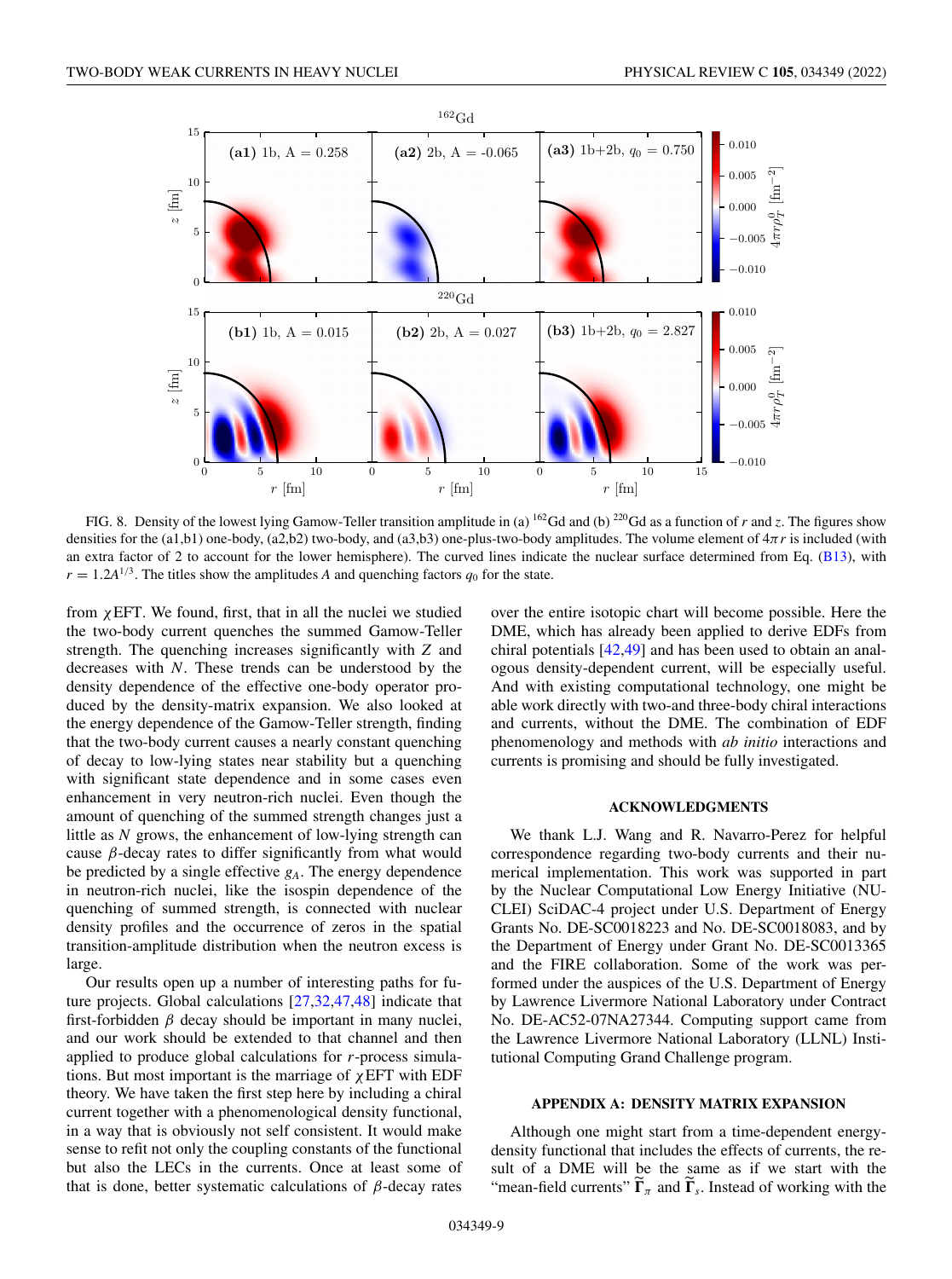FIG. 8. Density of the lowest lying Gamow-Teller transition amplitude in (a) $^{162}$Gd and (b) $^{220}$Gd as a function of $r$ and $z$. The figures show densities for the (a1,b1) one-body, (a2,b2) two-body, and (a3,b3) one-plus-two-body amplitudes. The volume element of $4\pi r$ is included (with an extra factor of 2 to account for the lower hemisphere). The curved lines indicate the nuclear surface determined from Eq. (B13), with $r = 1.2A^{1/3}$. The titles show the amplitudes $A$ and quenching factors $q_0$ for the state.

from $\chi$EFT. We found, first, that in all the nuclei we studied the two-body current quenches the summed Gamow-Teller strength. The quenching increases significantly with $Z$ and decreases with $N$. These trends can be understood by the density dependence of the effective one-body operator produced by the density-matrix expansion. We also looked at the energy dependence of the Gamow-Teller strength, finding that the two-body current causes a nearly constant quenching of decay to low-lying states near stability but a quenching with significant state dependence and in some cases even enhancement in very neutron-rich nuclei. Even though the amount of quenching of the summed strength changes just a little as $N$ grows, the enhancement of low-lying strength can cause $\beta$-decay rates to differ significantly from what would be predicted by a single effective $g_A$. The energy dependence in neutron-rich nuclei, like the isospin dependence of the quenching of summed strength, is connected with nuclear density profiles and the occurrence of zeros in the spatial transition-amplitude distribution when the neutron excess is large.

Our results open up a number of interesting paths for future projects. Global calculations [27,32,47,48] indicate that first-forbidden $\beta$ decay should be important in many nuclei, and our work should be extended to that channel and then applied to produce global calculations for $r$-process simulations. But most important is the marriage of $\chi$EFT with EDF theory. We have taken the first step here by including a chiral current together with a phenomenological density functional, in a way that is obviously not self consistent. It would make sense to refit not only the coupling constants of the functional but also the LECs in the currents. Once at least some of that is done, better systematic calculations of $\beta$-decay rates over the entire isotopic chart will become possible. Here the DME, which has already been applied to derive EDFs from chiral potentials [42,49] and has been used to obtain an analogous density-dependent current, will be especially useful. And with existing computational technology, one might be able work directly with two-and three-body chiral interactions and currents, without the DME. The combination of EDF phenomenology and methods with *ab initio* interactions and currents is promising and should be fully investigated.

## ACKNOWLEDGMENTS

We thank L.J. Wang and R. Navarro-Perez for helpful correspondence regarding two-body currents and their numerical implementation. This work was supported in part by the Nuclear Computational Low Energy Initiative (NUCLEI) SciDAC-4 project under U.S. Department of Energy Grants No. DE-SC0018223 and No. DE-SC0018083, and by the Department of Energy under Grant No. DE-SC0013365 and the FIRE collaboration. Some of the work was performed under the auspices of the U.S. Department of Energy by Lawrence Livermore National Laboratory under Contract No. DE-AC52-07NA27344. Computing support came from the Lawrence Livermore National Laboratory (LLNL) Institutional Computing Grand Challenge program.

## APPENDIX A: DENSITY MATRIX EXPANSION

Although one might start from a time-dependent energy-density functional that includes the effects of currents, the result of a DME will be the same as if we start with the "mean-field currents" $\widetilde{\boldsymbol{\Gamma}}_\pi$ and $\widetilde{\boldsymbol{\Gamma}}_s$. Instead of working with the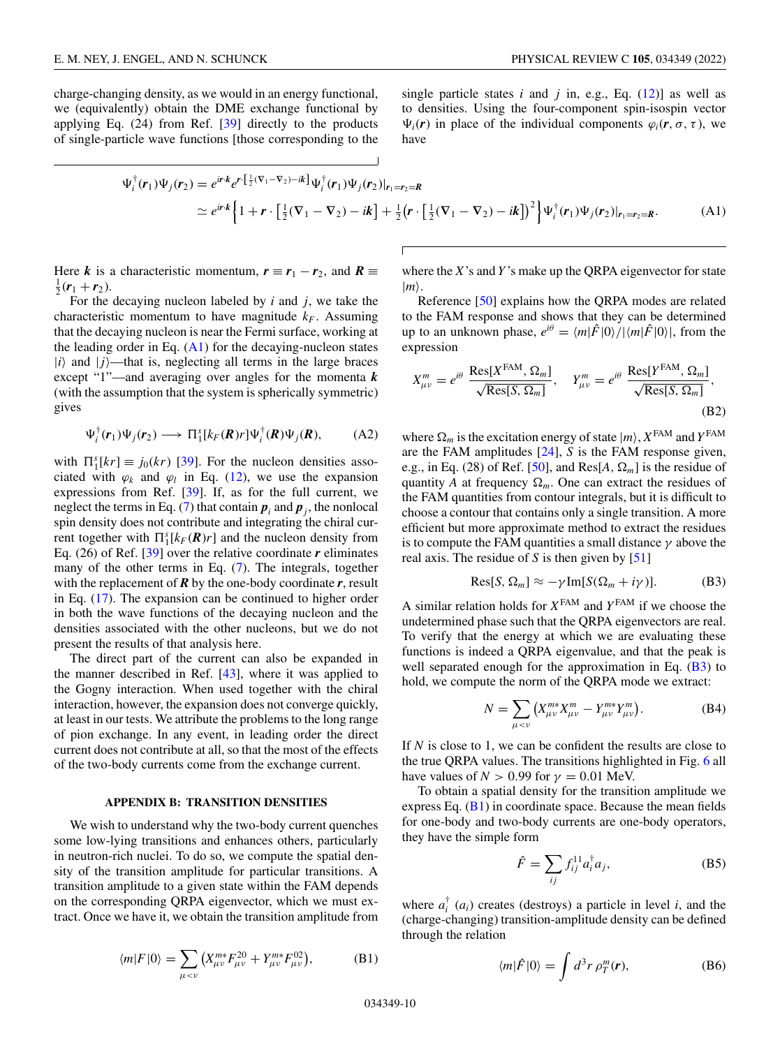charge-changing density, as we would in an energy functional, we (equivalently) obtain the DME exchange functional by applying Eq. (24) from Ref. [39] directly to the products of single-particle wave functions [those corresponding to the single particle states $i$ and $j$ in, e.g., Eq. (12)] as well as to densities. Using the four-component spin-isospin vector $\Psi_i(\boldsymbol{r})$ in place of the individual components $\varphi_i(\boldsymbol{r}, \sigma, \tau)$, we have

$$\Psi_i^\dagger(\boldsymbol{r}_1)\Psi_j(\boldsymbol{r}_2) = e^{i\boldsymbol{r}\cdot\boldsymbol{k}} e^{\boldsymbol{r}\cdot\left[\frac{1}{2}(\nabla_1 - \nabla_2) - i\boldsymbol{k}\right]} \Psi_i^\dagger(\boldsymbol{r}_1)\Psi_j(\boldsymbol{r}_2)|_{\boldsymbol{r}_1=\boldsymbol{r}_2=\boldsymbol{R}}$$
$$\simeq e^{i\boldsymbol{r}\cdot\boldsymbol{k}} \left\{ 1 + \boldsymbol{r}\cdot\left[\tfrac{1}{2}(\nabla_1 - \nabla_2) - i\boldsymbol{k}\right] + \tfrac{1}{2}\left(\boldsymbol{r}\cdot\left[\tfrac{1}{2}(\nabla_1 - \nabla_2) - i\boldsymbol{k}\right]\right)^2 \right\} \Psi_i^\dagger(\boldsymbol{r}_1)\Psi_j(\boldsymbol{r}_2)|_{\boldsymbol{r}_1=\boldsymbol{r}_2=\boldsymbol{R}}. \tag{A1}$$

Here $\boldsymbol{k}$ is a characteristic momentum, $\boldsymbol{r} \equiv \boldsymbol{r}_1 - \boldsymbol{r}_2$, and $\boldsymbol{R} \equiv \frac{1}{2}(\boldsymbol{r}_1 + \boldsymbol{r}_2)$.

For the decaying nucleon labeled by $i$ and $j$, we take the characteristic momentum to have magnitude $k_F$. Assuming that the decaying nucleon is near the Fermi surface, working at the leading order in Eq. (A1) for the decaying-nucleon states $|i\rangle$ and $|j\rangle$—that is, neglecting all terms in the large braces except "1"—and averaging over angles for the momenta $\boldsymbol{k}$ (with the assumption that the system is spherically symmetric) gives

$$\Psi_i^\dagger(\boldsymbol{r}_1)\Psi_j(\boldsymbol{r}_2) \longrightarrow \Pi_1^s[k_F(\boldsymbol{R})r]\Psi_i^\dagger(\boldsymbol{R})\Psi_j(\boldsymbol{R}), \tag{A2}$$

with $\Pi_1^s[kr] \equiv j_0(kr)$ [39]. For the nucleon densities associated with $\varphi_k$ and $\varphi_l$ in Eq. (12), we use the expansion expressions from Ref. [39]. If, as for the full current, we neglect the terms in Eq. (7) that contain $\boldsymbol{p}_i$ and $\boldsymbol{p}_j$, the nonlocal spin density does not contribute and integrating the chiral current together with $\Pi_1^s[k_F(\boldsymbol{R})r]$ and the nucleon density from Eq. (26) of Ref. [39] over the relative coordinate $\boldsymbol{r}$ eliminates many of the other terms in Eq. (7). The integrals, together with the replacement of $\boldsymbol{R}$ by the one-body coordinate $\boldsymbol{r}$, result in Eq. (17). The expansion can be continued to higher order in both the wave functions of the decaying nucleon and the densities associated with the other nucleons, but we do not present the results of that analysis here.

The direct part of the current can also be expanded in the manner described in Ref. [43], where it was applied to the Gogny interaction. When used together with the chiral interaction, however, the expansion does not converge quickly, at least in our tests. We attribute the problems to the long range of pion exchange. In any event, in leading order the direct current does not contribute at all, so that the most of the effects of the two-body currents come from the exchange current.

## APPENDIX B: TRANSITION DENSITIES

We wish to understand why the two-body current quenches some low-lying transitions and enhances others, particularly in neutron-rich nuclei. To do so, we compute the spatial density of the transition amplitude for particular transitions. A transition amplitude to a given state within the FAM depends on the corresponding QRPA eigenvector, which we must extract. Once we have it, we obtain the transition amplitude from

$$\langle m|F|0\rangle = \sum_{\mu<\nu} \left( X_{\mu\nu}^{m*} F_{\mu\nu}^{20} + Y_{\mu\nu}^{m*} F_{\mu\nu}^{02} \right), \tag{B1}$$

where the $X$'s and $Y$'s make up the QRPA eigenvector for state $|m\rangle$.

Reference [50] explains how the QRPA modes are related to the FAM response and shows that they can be determined up to an unknown phase, $e^{i\theta} = \langle m|\hat{F}|0\rangle / |\langle m|\hat{F}|0\rangle|$, from the expression

$$X_{\mu\nu}^m = e^{i\theta} \frac{\text{Res}[X^{\text{FAM}}, \Omega_m]}{\sqrt{\text{Res}[S, \Omega_m]}}, \quad Y_{\mu\nu}^m = e^{i\theta} \frac{\text{Res}[Y^{\text{FAM}}, \Omega_m]}{\sqrt{\text{Res}[S, \Omega_m]}}, \tag{B2}$$

where $\Omega_m$ is the excitation energy of state $|m\rangle$, $X^{\text{FAM}}$ and $Y^{\text{FAM}}$ are the FAM amplitudes [24], $S$ is the FAM response given, e.g., in Eq. (28) of Ref. [50], and $\text{Res}[A, \Omega_m]$ is the residue of quantity $A$ at frequency $\Omega_m$. One can extract the residues of the FAM quantities from contour integrals, but it is difficult to choose a contour that contains only a single transition. A more efficient but more approximate method to extract the residues is to compute the FAM quantities a small distance $\gamma$ above the real axis. The residue of $S$ is then given by [51]

$$\text{Res}[S, \Omega_m] \approx -\gamma \, \text{Im}[S(\Omega_m + i\gamma)]. \tag{B3}$$

A similar relation holds for $X^{\text{FAM}}$ and $Y^{\text{FAM}}$ if we choose the undetermined phase such that the QRPA eigenvectors are real. To verify that the energy at which we are evaluating these functions is indeed a QRPA eigenvalue, and that the peak is well separated enough for the approximation in Eq. (B3) to hold, we compute the norm of the QRPA mode we extract:

$$N = \sum_{\mu<\nu} \left( X_{\mu\nu}^{m*} X_{\mu\nu}^m - Y_{\mu\nu}^{m*} Y_{\mu\nu}^m \right). \tag{B4}$$

If $N$ is close to 1, we can be confident the results are close to the true QRPA values. The transitions highlighted in Fig. 6 all have values of $N > 0.99$ for $\gamma = 0.01$ MeV.

To obtain a spatial density for the transition amplitude we express Eq. (B1) in coordinate space. Because the mean fields for one-body and two-body currents are one-body operators, they have the simple form

$$\hat{F} = \sum_{ij} f_{ij}^{11} a_i^\dagger a_j, \tag{B5}$$

where $a_i^\dagger$ ($a_i$) creates (destroys) a particle in level $i$, and the (charge-changing) transition-amplitude density can be defined through the relation

$$\langle m|\hat{F}|0\rangle = \int d^3r \, \rho_T^m(\boldsymbol{r}), \tag{B6}$$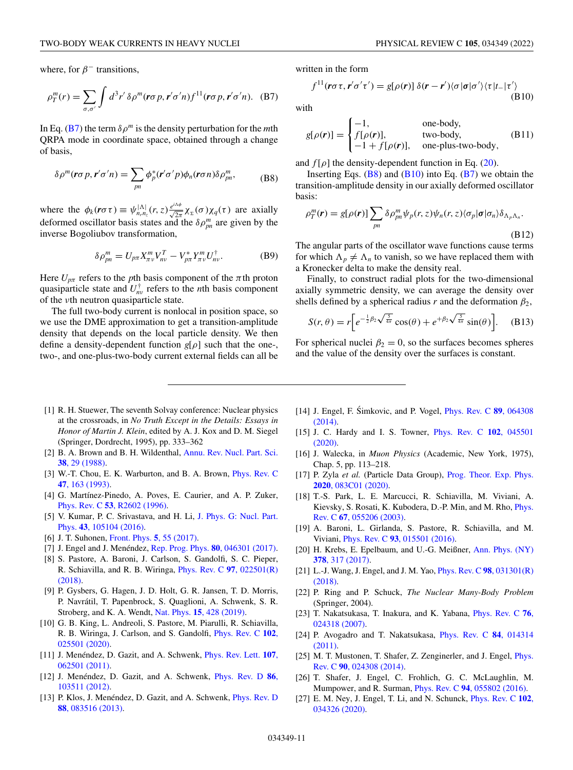where, for $\beta^-$ transitions,

$$\rho_T^m(r) = \sum_{\sigma,\sigma'} \int d^3r' \, \delta\rho^m(\mathbf{r}\sigma p, \mathbf{r}'\sigma' n) f^{11}(\mathbf{r}\sigma p, \mathbf{r}'\sigma' n). \quad \text{(B7)}$$

In Eq. (B7) the term $\delta\rho^m$ is the density perturbation for the $m$th QRPA mode in coordinate space, obtained through a change of basis,

$$\delta\rho^m(\mathbf{r}\sigma p, \mathbf{r}'\sigma' n) = \sum_{pn} \phi_p^*(\mathbf{r}'\sigma' p)\phi_n(\mathbf{r}\sigma n)\delta\rho_{pn}^m, \quad \text{(B8)}$$

where the $\phi_k(\mathbf{r}\sigma\tau) \equiv \psi_{n_r n_z}^{|\Lambda|}(r,z)\frac{e^{i\Lambda\phi}}{\sqrt{2\pi}}\chi_\Sigma(\sigma)\chi_q(\tau)$ are axially deformed oscillator basis states and the $\delta\rho_{pn}^m$ are given by the inverse Bogoliubov transformation,

$$\delta\rho_{pn}^m = U_{p\pi} X_{\pi\nu}^m V_{n\nu}^T - V_{p\pi}^* Y_{\pi\nu}^m U_{n\nu}^\dagger. \quad \text{(B9)}$$

Here $U_{p\pi}$ refers to the $p$th basis component of the $\pi$th proton quasiparticle state and $U_{n\nu}^\dagger$ refers to the $n$th basis component of the $\nu$th neutron quasiparticle state.

The full two-body current is nonlocal in position space, so we use the DME approximation to get a transition-amplitude density that depends on the local particle density. We then define a density-dependent function $g[\rho]$ such that the one-, two-, and one-plus-two-body current external fields can all be written in the form

$$f^{11}(\mathbf{r}\sigma\tau, \mathbf{r}'\sigma'\tau') = g[\rho(\mathbf{r})]\,\delta(\mathbf{r}-\mathbf{r}')\langle\sigma|\boldsymbol{\sigma}|\sigma'\rangle\langle\tau|t_-|\tau'\rangle \quad \text{(B10)}$$

with

$$g[\rho(\mathbf{r})] = \begin{cases} -1, & \text{one-body,} \\ f[\rho(\mathbf{r})], & \text{two-body,} \\ -1 + f[\rho(\mathbf{r})], & \text{one-plus-two-body,} \end{cases} \quad \text{(B11)}$$

and $f[\rho]$ the density-dependent function in Eq. (20).

Inserting Eqs. (B8) and (B10) into Eq. (B7) we obtain the transition-amplitude density in our axially deformed oscillator basis:

$$\rho_T^m(\mathbf{r}) = g[\rho(\mathbf{r})] \sum_{pn} \delta\rho_{pn}^m \psi_p(r,z)\psi_n(r,z)\langle\sigma_p|\boldsymbol{\sigma}|\sigma_n\rangle\delta_{\Lambda_p\Lambda_n}. \quad \text{(B12)}$$

The angular parts of the oscillator wave functions cause terms for which $\Lambda_p \neq \Lambda_n$ to vanish, so we have replaced them with a Kronecker delta to make the density real.

Finally, to construct radial plots for the two-dimensional axially symmetric density, we can average the density over shells defined by a spherical radius $r$ and the deformation $\beta_2$,

$$S(r,\theta) = r\left[e^{-\frac{1}{2}\beta_2\sqrt{\frac{5}{4\pi}}}\cos(\theta) + e^{+\beta_2\sqrt{\frac{5}{4\pi}}}\sin(\theta)\right]. \quad \text{(B13)}$$

For spherical nuclei $\beta_2 = 0$, so the surfaces becomes spheres and the value of the density over the surfaces is constant.

---

[1] R. H. Stuewer, The seventh Solvay conference: Nuclear physics at the crossroads, in *No Truth Except in the Details: Essays in Honor of Martin J. Klein*, edited by A. J. Kox and D. M. Siegel (Springer, Dordrecht, 1995), pp. 333–362

[2] B. A. Brown and B. H. Wildenthal, Annu. Rev. Nucl. Part. Sci. **38**, 29 (1988).

[3] W.-T. Chou, E. K. Warburton, and B. A. Brown, Phys. Rev. C **47**, 163 (1993).

[4] G. Martínez-Pinedo, A. Poves, E. Caurier, and A. P. Zuker, Phys. Rev. C **53**, R2602 (1996).

[5] V. Kumar, P. C. Srivastava, and H. Li, J. Phys. G: Nucl. Part. Phys. **43**, 105104 (2016).

[6] J. T. Suhonen, Front. Phys. **5**, 55 (2017).

[7] J. Engel and J. Menéndez, Rep. Prog. Phys. **80**, 046301 (2017).

[8] S. Pastore, A. Baroni, J. Carlson, S. Gandolfi, S. C. Pieper, R. Schiavilla, and R. B. Wiringa, Phys. Rev. C **97**, 022501(R) (2018).

[9] P. Gysbers, G. Hagen, J. D. Holt, G. R. Jansen, T. D. Morris, P. Navrátil, T. Papenbrock, S. Quaglioni, A. Schwenk, S. R. Stroberg, and K. A. Wendt, Nat. Phys. **15**, 428 (2019).

[10] G. B. King, L. Andreoli, S. Pastore, M. Piarulli, R. Schiavilla, R. B. Wiringa, J. Carlson, and S. Gandolfi, Phys. Rev. C **102**, 025501 (2020).

[11] J. Menéndez, D. Gazit, and A. Schwenk, Phys. Rev. Lett. **107**, 062501 (2011).

[12] J. Menéndez, D. Gazit, and A. Schwenk, Phys. Rev. D **86**, 103511 (2012).

[13] P. Klos, J. Menéndez, D. Gazit, and A. Schwenk, Phys. Rev. D **88**, 083516 (2013).

[14] J. Engel, F. Šimkovic, and P. Vogel, Phys. Rev. C **89**, 064308 (2014).

[15] J. C. Hardy and I. S. Towner, Phys. Rev. C **102**, 045501 (2020).

[16] J. Walecka, in *Muon Physics* (Academic, New York, 1975), Chap. 5, pp. 113–218.

[17] P. Zyla *et al.* (Particle Data Group), Prog. Theor. Exp. Phys. **2020**, 083C01 (2020).

[18] T.-S. Park, L. E. Marcucci, R. Schiavilla, M. Viviani, A. Kievsky, S. Rosati, K. Kubodera, D.-P. Min, and M. Rho, Phys. Rev. C **67**, 055206 (2003).

[19] A. Baroni, L. Girlanda, S. Pastore, R. Schiavilla, and M. Viviani, Phys. Rev. C **93**, 015501 (2016).

[20] H. Krebs, E. Epelbaum, and U.-G. Meißner, Ann. Phys. (NY) **378**, 317 (2017).

[21] L.-J. Wang, J. Engel, and J. M. Yao, Phys. Rev. C **98**, 031301(R) (2018).

[22] P. Ring and P. Schuck, *The Nuclear Many-Body Problem* (Springer, 2004).

[23] T. Nakatsukasa, T. Inakura, and K. Yabana, Phys. Rev. C **76**, 024318 (2007).

[24] P. Avogadro and T. Nakatsukasa, Phys. Rev. C **84**, 014314 (2011).

[25] M. T. Mustonen, T. Shafer, Z. Zenginerler, and J. Engel, Phys. Rev. C **90**, 024308 (2014).

[26] T. Shafer, J. Engel, C. Frohlich, G. C. McLaughlin, M. Mumpower, and R. Surman, Phys. Rev. C **94**, 055802 (2016).

[27] E. M. Ney, J. Engel, T. Li, and N. Schunck, Phys. Rev. C **102**, 034326 (2020).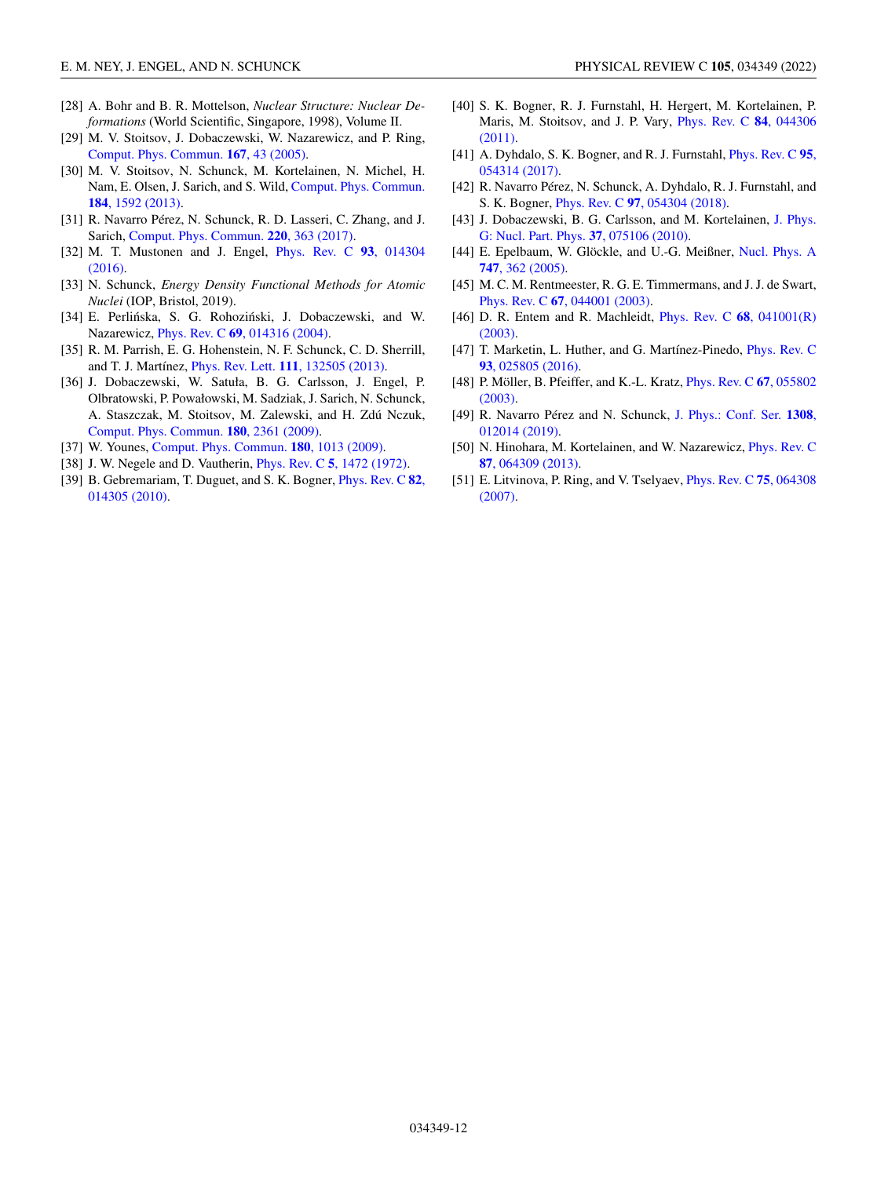[28] A. Bohr and B. R. Mottelson, *Nuclear Structure: Nuclear Deformations* (World Scientific, Singapore, 1998), Volume II.

[29] M. V. Stoitsov, J. Dobaczewski, W. Nazarewicz, and P. Ring, Comput. Phys. Commun. **167**, 43 (2005).

[30] M. V. Stoitsov, N. Schunck, M. Kortelainen, N. Michel, H. Nam, E. Olsen, J. Sarich, and S. Wild, Comput. Phys. Commun. **184**, 1592 (2013).

[31] R. Navarro Pérez, N. Schunck, R. D. Lasseri, C. Zhang, and J. Sarich, Comput. Phys. Commun. **220**, 363 (2017).

[32] M. T. Mustonen and J. Engel, Phys. Rev. C **93**, 014304 (2016).

[33] N. Schunck, *Energy Density Functional Methods for Atomic Nuclei* (IOP, Bristol, 2019).

[34] E. Perlińska, S. G. Rohoziński, J. Dobaczewski, and W. Nazarewicz, Phys. Rev. C **69**, 014316 (2004).

[35] R. M. Parrish, E. G. Hohenstein, N. F. Schunck, C. D. Sherrill, and T. J. Martínez, Phys. Rev. Lett. **111**, 132505 (2013).

[36] J. Dobaczewski, W. Satuła, B. G. Carlsson, J. Engel, P. Olbratowski, P. Powałowski, M. Sadziak, J. Sarich, N. Schunck, A. Staszczak, M. Stoitsov, M. Zalewski, and H. Zdú Nczuk, Comput. Phys. Commun. **180**, 2361 (2009).

[37] W. Younes, Comput. Phys. Commun. **180**, 1013 (2009).

[38] J. W. Negele and D. Vautherin, Phys. Rev. C **5**, 1472 (1972).

[39] B. Gebremariam, T. Duguet, and S. K. Bogner, Phys. Rev. C **82**, 014305 (2010).

[40] S. K. Bogner, R. J. Furnstahl, H. Hergert, M. Kortelainen, P. Maris, M. Stoitsov, and J. P. Vary, Phys. Rev. C **84**, 044306 (2011).

[41] A. Dyhdalo, S. K. Bogner, and R. J. Furnstahl, Phys. Rev. C **95**, 054314 (2017).

[42] R. Navarro Pérez, N. Schunck, A. Dyhdalo, R. J. Furnstahl, and S. K. Bogner, Phys. Rev. C **97**, 054304 (2018).

[43] J. Dobaczewski, B. G. Carlsson, and M. Kortelainen, J. Phys. G: Nucl. Part. Phys. **37**, 075106 (2010).

[44] E. Epelbaum, W. Glöckle, and U.-G. Meißner, Nucl. Phys. A **747**, 362 (2005).

[45] M. C. M. Rentmeester, R. G. E. Timmermans, and J. J. de Swart, Phys. Rev. C **67**, 044001 (2003).

[46] D. R. Entem and R. Machleidt, Phys. Rev. C **68**, 041001(R) (2003).

[47] T. Marketin, L. Huther, and G. Martínez-Pinedo, Phys. Rev. C **93**, 025805 (2016).

[48] P. Möller, B. Pfeiffer, and K.-L. Kratz, Phys. Rev. C **67**, 055802 (2003).

[49] R. Navarro Pérez and N. Schunck, J. Phys.: Conf. Ser. **1308**, 012014 (2019).

[50] N. Hinohara, M. Kortelainen, and W. Nazarewicz, Phys. Rev. C **87**, 064309 (2013).

[51] E. Litvinova, P. Ring, and V. Tselyaev, Phys. Rev. C **75**, 064308 (2007).